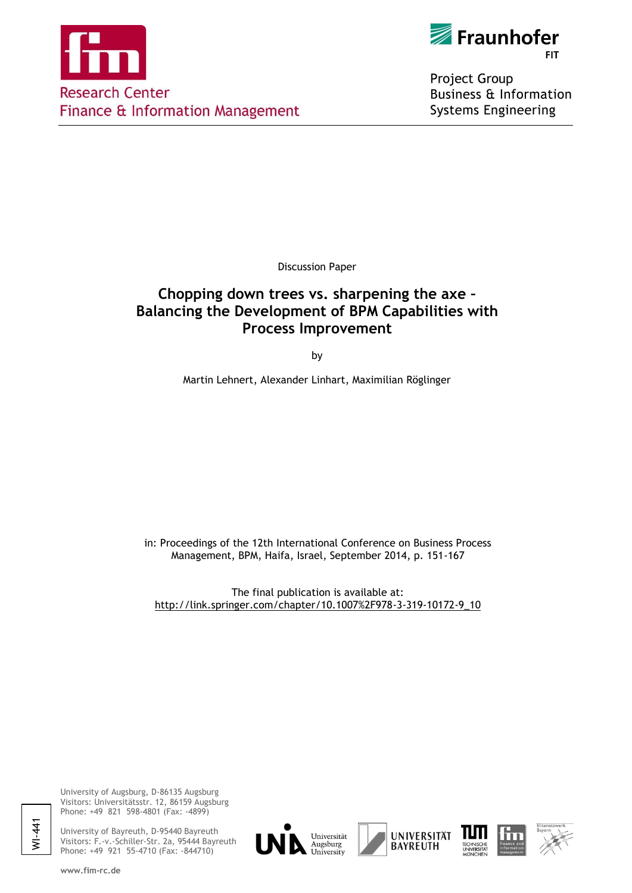Research Center
Finance & Information Management

Fraunhofer FIT

Project Group
Business & Information
Systems Engineering

Discussion Paper

# Chopping down trees vs. sharpening the axe – Balancing the Development of BPM Capabilities with Process Improvement

by

Martin Lehnert, Alexander Linhart, Maximilian Röglinger

in: Proceedings of the 12th International Conference on Business Process Management, BPM, Haifa, Israel, September 2014, p. 151-167

The final publication is available at:
http://link.springer.com/chapter/10.1007%2F978-3-319-10172-9_10

WI-441

University of Augsburg, D-86135 Augsburg
Visitors: Universitätsstr. 12, 86159 Augsburg
Phone: +49 821 598-4801 (Fax: -4899)

University of Bayreuth, D-95440 Bayreuth
Visitors: F.-v.-Schiller-Str. 2a, 95444 Bayreuth
Phone: +49 921 55-4710 (Fax: -844710)

www.fim-rc.de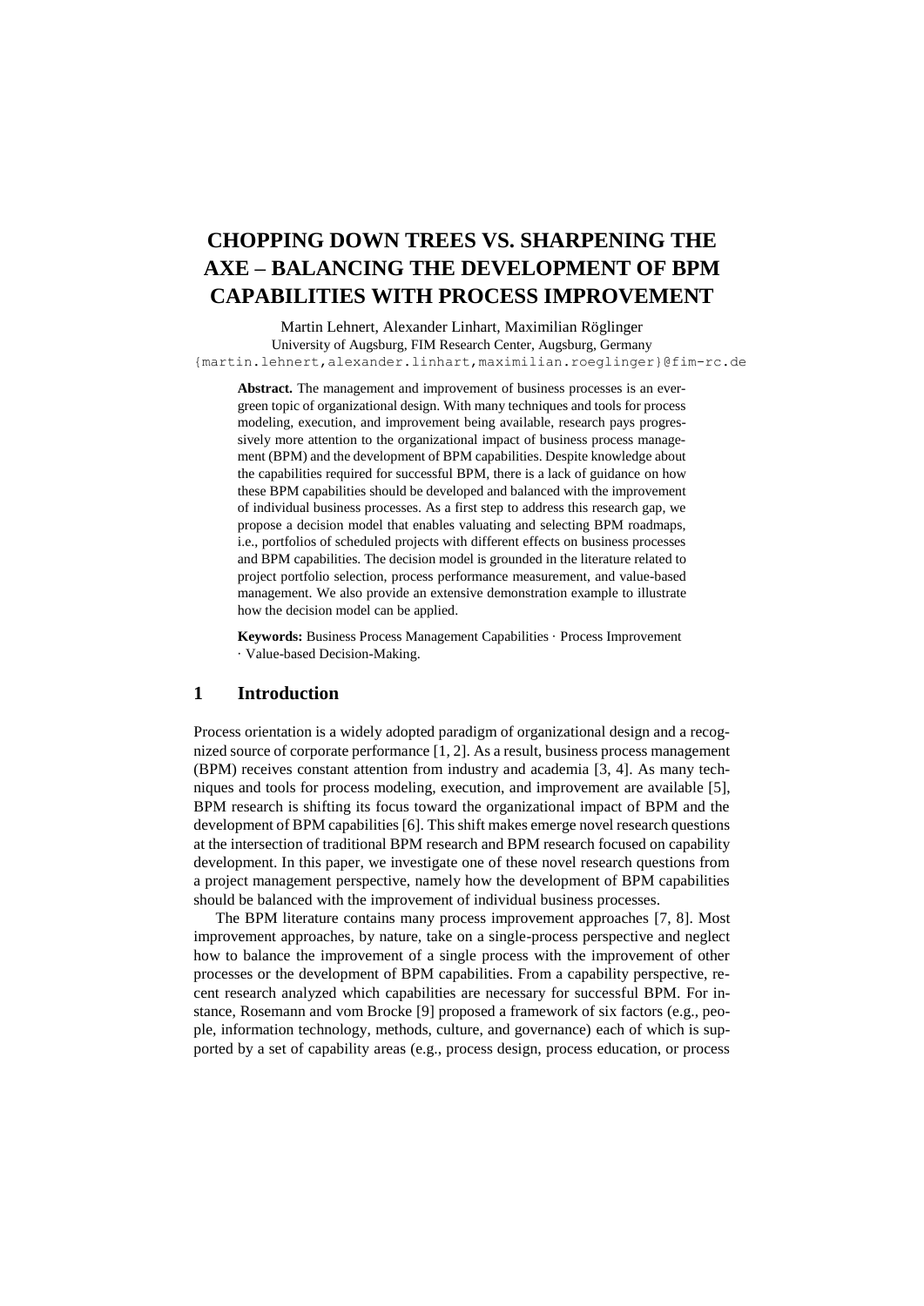# CHOPPING DOWN TREES VS. SHARPENING THE AXE – BALANCING THE DEVELOPMENT OF BPM CAPABILITIES WITH PROCESS IMPROVEMENT

Martin Lehnert, Alexander Linhart, Maximilian Röglinger

University of Augsburg, FIM Research Center, Augsburg, Germany

{martin.lehnert,alexander.linhart,maximilian.roeglinger}@fim-rc.de

**Abstract.** The management and improvement of business processes is an evergreen topic of organizational design. With many techniques and tools for process modeling, execution, and improvement being available, research pays progressively more attention to the organizational impact of business process management (BPM) and the development of BPM capabilities. Despite knowledge about the capabilities required for successful BPM, there is a lack of guidance on how these BPM capabilities should be developed and balanced with the improvement of individual business processes. As a first step to address this research gap, we propose a decision model that enables valuating and selecting BPM roadmaps, i.e., portfolios of scheduled projects with different effects on business processes and BPM capabilities. The decision model is grounded in the literature related to project portfolio selection, process performance measurement, and value-based management. We also provide an extensive demonstration example to illustrate how the decision model can be applied.

**Keywords:** Business Process Management Capabilities · Process Improvement · Value-based Decision-Making.

## 1 Introduction

Process orientation is a widely adopted paradigm of organizational design and a recognized source of corporate performance [1, 2]. As a result, business process management (BPM) receives constant attention from industry and academia [3, 4]. As many techniques and tools for process modeling, execution, and improvement are available [5], BPM research is shifting its focus toward the organizational impact of BPM and the development of BPM capabilities [6]. This shift makes emerge novel research questions at the intersection of traditional BPM research and BPM research focused on capability development. In this paper, we investigate one of these novel research questions from a project management perspective, namely how the development of BPM capabilities should be balanced with the improvement of individual business processes.

The BPM literature contains many process improvement approaches [7, 8]. Most improvement approaches, by nature, take on a single-process perspective and neglect how to balance the improvement of a single process with the improvement of other processes or the development of BPM capabilities. From a capability perspective, recent research analyzed which capabilities are necessary for successful BPM. For instance, Rosemann and vom Brocke [9] proposed a framework of six factors (e.g., people, information technology, methods, culture, and governance) each of which is supported by a set of capability areas (e.g., process design, process education, or process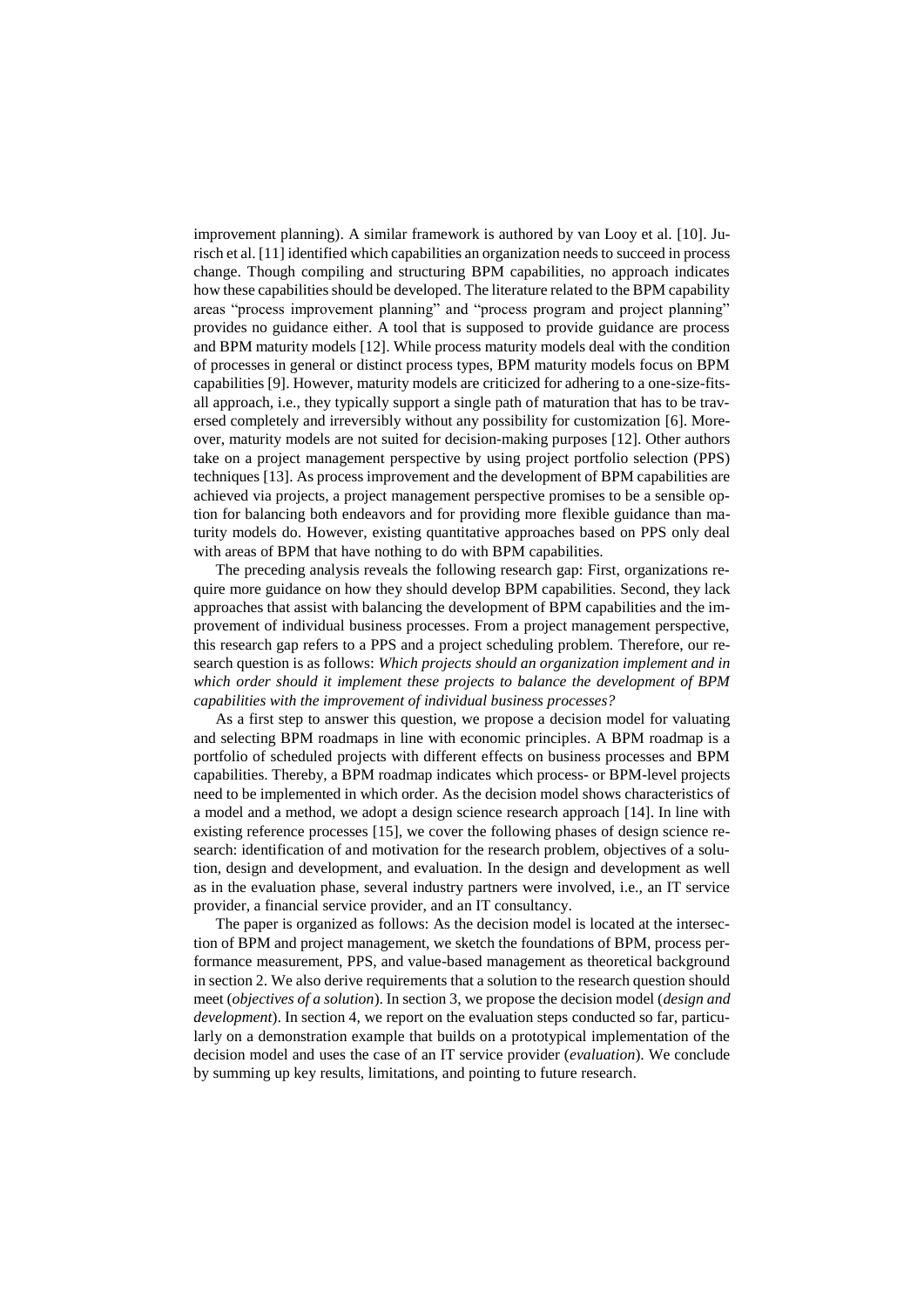improvement planning). A similar framework is authored by van Looy et al. [10]. Jurisch et al. [11] identified which capabilities an organization needs to succeed in process change. Though compiling and structuring BPM capabilities, no approach indicates how these capabilities should be developed. The literature related to the BPM capability areas "process improvement planning" and "process program and project planning" provides no guidance either. A tool that is supposed to provide guidance are process and BPM maturity models [12]. While process maturity models deal with the condition of processes in general or distinct process types, BPM maturity models focus on BPM capabilities [9]. However, maturity models are criticized for adhering to a one-size-fits-all approach, i.e., they typically support a single path of maturation that has to be traversed completely and irreversibly without any possibility for customization [6]. Moreover, maturity models are not suited for decision-making purposes [12]. Other authors take on a project management perspective by using project portfolio selection (PPS) techniques [13]. As process improvement and the development of BPM capabilities are achieved via projects, a project management perspective promises to be a sensible option for balancing both endeavors and for providing more flexible guidance than maturity models do. However, existing quantitative approaches based on PPS only deal with areas of BPM that have nothing to do with BPM capabilities.

The preceding analysis reveals the following research gap: First, organizations require more guidance on how they should develop BPM capabilities. Second, they lack approaches that assist with balancing the development of BPM capabilities and the improvement of individual business processes. From a project management perspective, this research gap refers to a PPS and a project scheduling problem. Therefore, our research question is as follows: *Which projects should an organization implement and in which order should it implement these projects to balance the development of BPM capabilities with the improvement of individual business processes?*

As a first step to answer this question, we propose a decision model for valuating and selecting BPM roadmaps in line with economic principles. A BPM roadmap is a portfolio of scheduled projects with different effects on business processes and BPM capabilities. Thereby, a BPM roadmap indicates which process- or BPM-level projects need to be implemented in which order. As the decision model shows characteristics of a model and a method, we adopt a design science research approach [14]. In line with existing reference processes [15], we cover the following phases of design science research: identification of and motivation for the research problem, objectives of a solution, design and development, and evaluation. In the design and development as well as in the evaluation phase, several industry partners were involved, i.e., an IT service provider, a financial service provider, and an IT consultancy.

The paper is organized as follows: As the decision model is located at the intersection of BPM and project management, we sketch the foundations of BPM, process performance measurement, PPS, and value-based management as theoretical background in section 2. We also derive requirements that a solution to the research question should meet (*objectives of a solution*). In section 3, we propose the decision model (*design and development*). In section 4, we report on the evaluation steps conducted so far, particularly on a demonstration example that builds on a prototypical implementation of the decision model and uses the case of an IT service provider (*evaluation*). We conclude by summing up key results, limitations, and pointing to future research.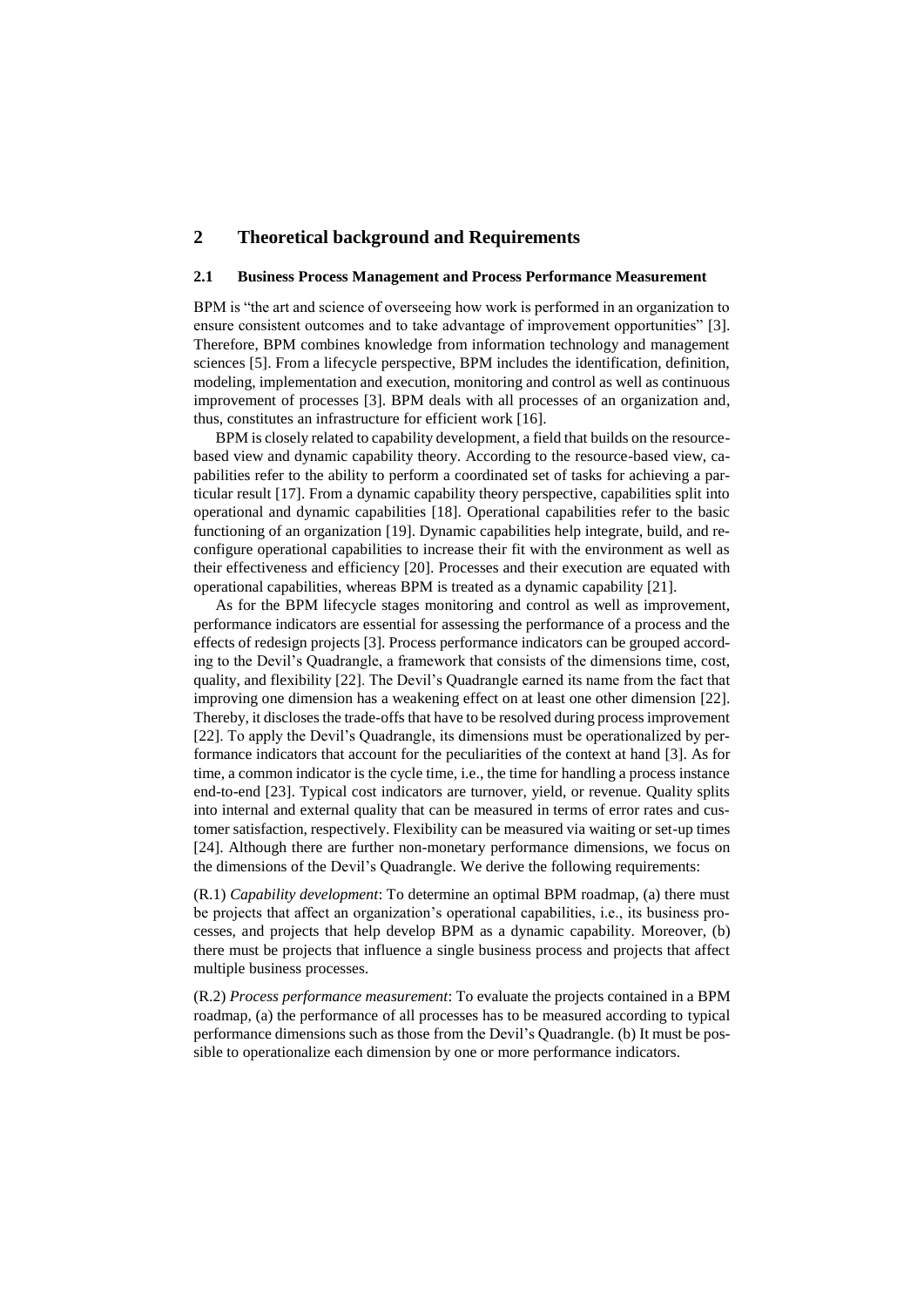## 2 Theoretical background and Requirements

### 2.1 Business Process Management and Process Performance Measurement

BPM is "the art and science of overseeing how work is performed in an organization to ensure consistent outcomes and to take advantage of improvement opportunities" [3]. Therefore, BPM combines knowledge from information technology and management sciences [5]. From a lifecycle perspective, BPM includes the identification, definition, modeling, implementation and execution, monitoring and control as well as continuous improvement of processes [3]. BPM deals with all processes of an organization and, thus, constitutes an infrastructure for efficient work [16].

BPM is closely related to capability development, a field that builds on the resource-based view and dynamic capability theory. According to the resource-based view, capabilities refer to the ability to perform a coordinated set of tasks for achieving a particular result [17]. From a dynamic capability theory perspective, capabilities split into operational and dynamic capabilities [18]. Operational capabilities refer to the basic functioning of an organization [19]. Dynamic capabilities help integrate, build, and reconfigure operational capabilities to increase their fit with the environment as well as their effectiveness and efficiency [20]. Processes and their execution are equated with operational capabilities, whereas BPM is treated as a dynamic capability [21].

As for the BPM lifecycle stages monitoring and control as well as improvement, performance indicators are essential for assessing the performance of a process and the effects of redesign projects [3]. Process performance indicators can be grouped according to the Devil's Quadrangle, a framework that consists of the dimensions time, cost, quality, and flexibility [22]. The Devil's Quadrangle earned its name from the fact that improving one dimension has a weakening effect on at least one other dimension [22]. Thereby, it discloses the trade-offs that have to be resolved during process improvement [22]. To apply the Devil's Quadrangle, its dimensions must be operationalized by performance indicators that account for the peculiarities of the context at hand [3]. As for time, a common indicator is the cycle time, i.e., the time for handling a process instance end-to-end [23]. Typical cost indicators are turnover, yield, or revenue. Quality splits into internal and external quality that can be measured in terms of error rates and customer satisfaction, respectively. Flexibility can be measured via waiting or set-up times [24]. Although there are further non-monetary performance dimensions, we focus on the dimensions of the Devil's Quadrangle. We derive the following requirements:

(R.1) *Capability development*: To determine an optimal BPM roadmap, (a) there must be projects that affect an organization's operational capabilities, i.e., its business processes, and projects that help develop BPM as a dynamic capability. Moreover, (b) there must be projects that influence a single business process and projects that affect multiple business processes.

(R.2) *Process performance measurement*: To evaluate the projects contained in a BPM roadmap, (a) the performance of all processes has to be measured according to typical performance dimensions such as those from the Devil's Quadrangle. (b) It must be possible to operationalize each dimension by one or more performance indicators.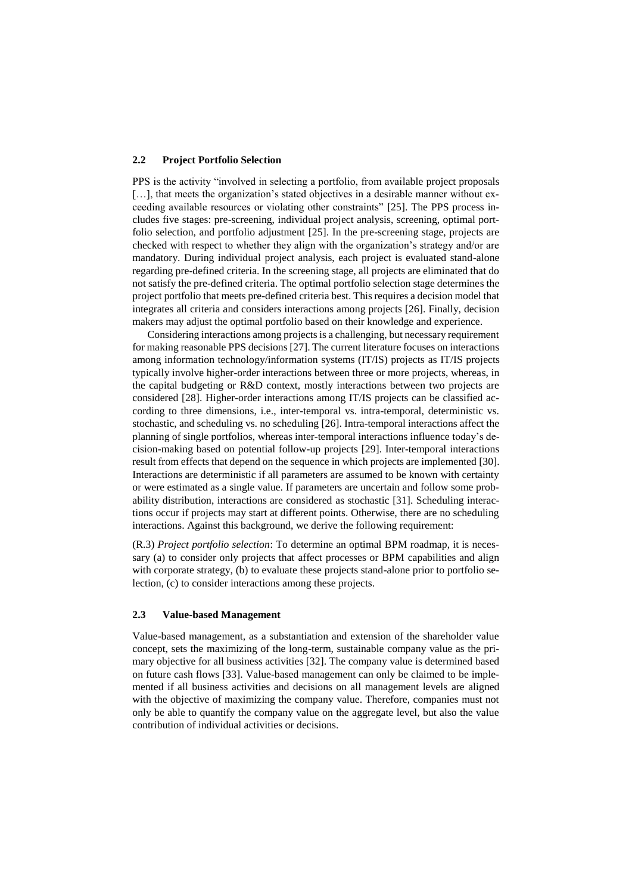### 2.2 Project Portfolio Selection

PPS is the activity "involved in selecting a portfolio, from available project proposals […], that meets the organization's stated objectives in a desirable manner without exceeding available resources or violating other constraints" [25]. The PPS process includes five stages: pre-screening, individual project analysis, screening, optimal portfolio selection, and portfolio adjustment [25]. In the pre-screening stage, projects are checked with respect to whether they align with the organization's strategy and/or are mandatory. During individual project analysis, each project is evaluated stand-alone regarding pre-defined criteria. In the screening stage, all projects are eliminated that do not satisfy the pre-defined criteria. The optimal portfolio selection stage determines the project portfolio that meets pre-defined criteria best. This requires a decision model that integrates all criteria and considers interactions among projects [26]. Finally, decision makers may adjust the optimal portfolio based on their knowledge and experience.

Considering interactions among projects is a challenging, but necessary requirement for making reasonable PPS decisions [27]. The current literature focuses on interactions among information technology/information systems (IT/IS) projects as IT/IS projects typically involve higher-order interactions between three or more projects, whereas, in the capital budgeting or R&D context, mostly interactions between two projects are considered [28]. Higher-order interactions among IT/IS projects can be classified according to three dimensions, i.e., inter-temporal vs. intra-temporal, deterministic vs. stochastic, and scheduling vs. no scheduling [26]. Intra-temporal interactions affect the planning of single portfolios, whereas inter-temporal interactions influence today's decision-making based on potential follow-up projects [29]. Inter-temporal interactions result from effects that depend on the sequence in which projects are implemented [30]. Interactions are deterministic if all parameters are assumed to be known with certainty or were estimated as a single value. If parameters are uncertain and follow some probability distribution, interactions are considered as stochastic [31]. Scheduling interactions occur if projects may start at different points. Otherwise, there are no scheduling interactions. Against this background, we derive the following requirement:

(R.3) *Project portfolio selection*: To determine an optimal BPM roadmap, it is necessary (a) to consider only projects that affect processes or BPM capabilities and align with corporate strategy, (b) to evaluate these projects stand-alone prior to portfolio selection, (c) to consider interactions among these projects.

### 2.3 Value-based Management

Value-based management, as a substantiation and extension of the shareholder value concept, sets the maximizing of the long-term, sustainable company value as the primary objective for all business activities [32]. The company value is determined based on future cash flows [33]. Value-based management can only be claimed to be implemented if all business activities and decisions on all management levels are aligned with the objective of maximizing the company value. Therefore, companies must not only be able to quantify the company value on the aggregate level, but also the value contribution of individual activities or decisions.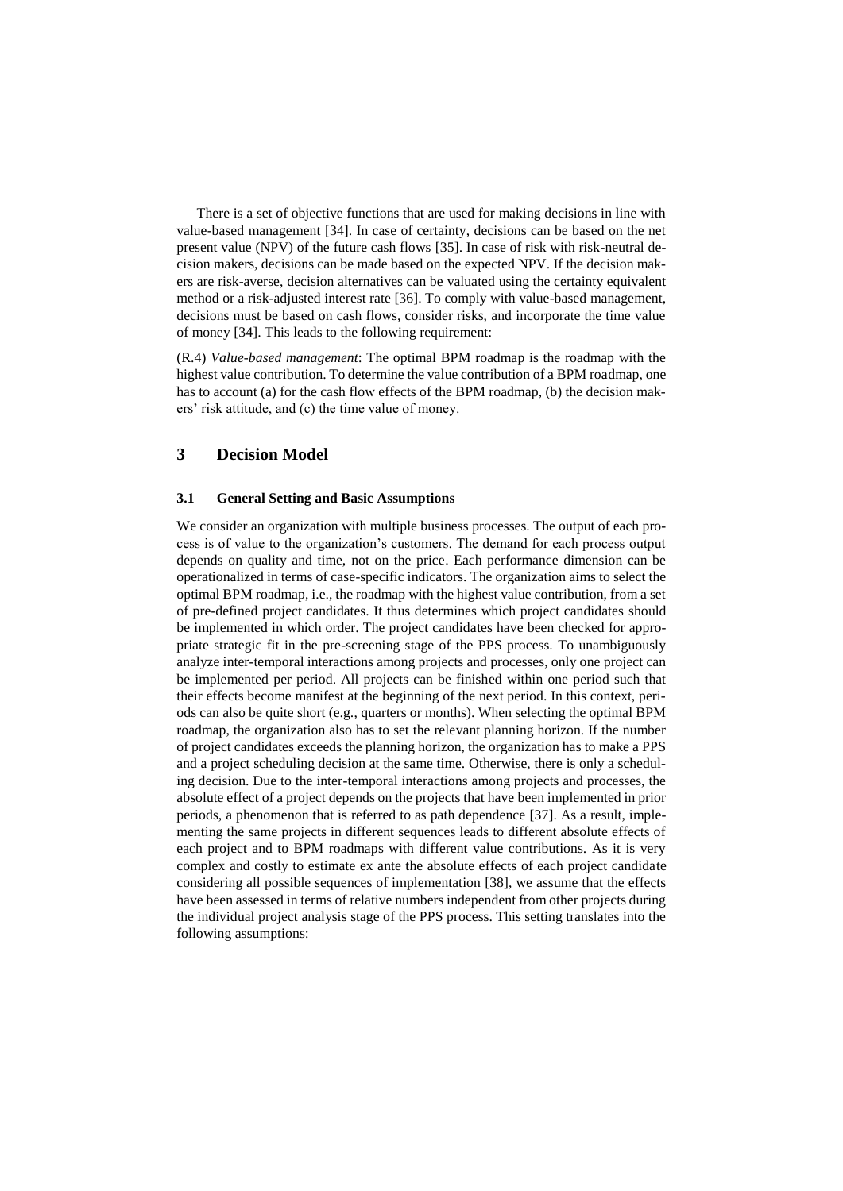There is a set of objective functions that are used for making decisions in line with value-based management [34]. In case of certainty, decisions can be based on the net present value (NPV) of the future cash flows [35]. In case of risk with risk-neutral decision makers, decisions can be made based on the expected NPV. If the decision makers are risk-averse, decision alternatives can be valuated using the certainty equivalent method or a risk-adjusted interest rate [36]. To comply with value-based management, decisions must be based on cash flows, consider risks, and incorporate the time value of money [34]. This leads to the following requirement:

(R.4) *Value-based management*: The optimal BPM roadmap is the roadmap with the highest value contribution. To determine the value contribution of a BPM roadmap, one has to account (a) for the cash flow effects of the BPM roadmap, (b) the decision makers' risk attitude, and (c) the time value of money.

## 3 Decision Model

### 3.1 General Setting and Basic Assumptions

We consider an organization with multiple business processes. The output of each process is of value to the organization's customers. The demand for each process output depends on quality and time, not on the price. Each performance dimension can be operationalized in terms of case-specific indicators. The organization aims to select the optimal BPM roadmap, i.e., the roadmap with the highest value contribution, from a set of pre-defined project candidates. It thus determines which project candidates should be implemented in which order. The project candidates have been checked for appropriate strategic fit in the pre-screening stage of the PPS process. To unambiguously analyze inter-temporal interactions among projects and processes, only one project can be implemented per period. All projects can be finished within one period such that their effects become manifest at the beginning of the next period. In this context, periods can also be quite short (e.g., quarters or months). When selecting the optimal BPM roadmap, the organization also has to set the relevant planning horizon. If the number of project candidates exceeds the planning horizon, the organization has to make a PPS and a project scheduling decision at the same time. Otherwise, there is only a scheduling decision. Due to the inter-temporal interactions among projects and processes, the absolute effect of a project depends on the projects that have been implemented in prior periods, a phenomenon that is referred to as path dependence [37]. As a result, implementing the same projects in different sequences leads to different absolute effects of each project and to BPM roadmaps with different value contributions. As it is very complex and costly to estimate ex ante the absolute effects of each project candidate considering all possible sequences of implementation [38], we assume that the effects have been assessed in terms of relative numbers independent from other projects during the individual project analysis stage of the PPS process. This setting translates into the following assumptions: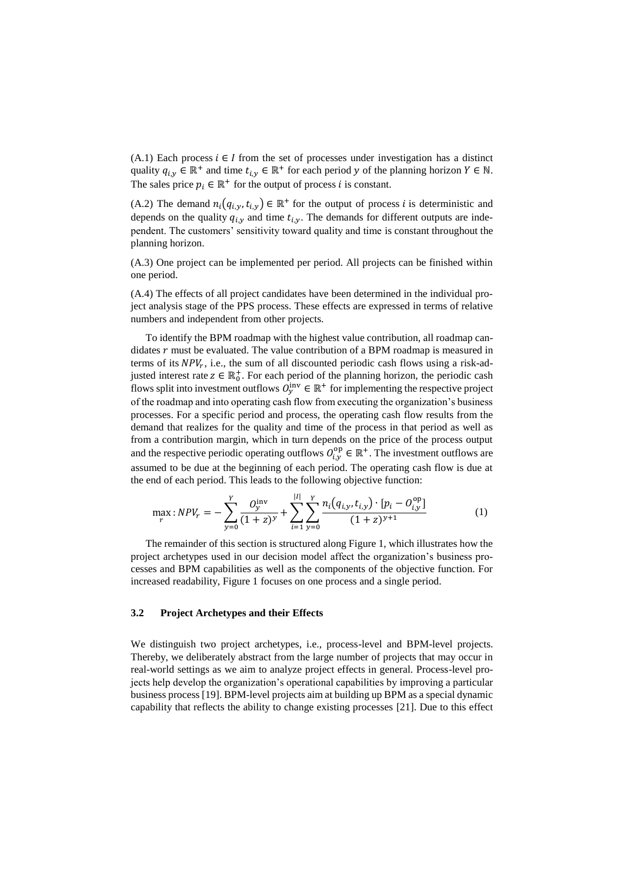(A.1) Each process $i \in I$ from the set of processes under investigation has a distinct quality $q_{i,y} \in \mathbb{R}^+$ and time $t_{i,y} \in \mathbb{R}^+$ for each period $y$ of the planning horizon $Y \in \mathbb{N}$. The sales price $p_i \in \mathbb{R}^+$ for the output of process $i$ is constant.

(A.2) The demand $n_i(q_{i,y}, t_{i,y}) \in \mathbb{R}^+$ for the output of process $i$ is deterministic and depends on the quality $q_{i,y}$ and time $t_{i,y}$. The demands for different outputs are independent. The customers' sensitivity toward quality and time is constant throughout the planning horizon.

(A.3) One project can be implemented per period. All projects can be finished within one period.

(A.4) The effects of all project candidates have been determined in the individual project analysis stage of the PPS process. These effects are expressed in terms of relative numbers and independent from other projects.

To identify the BPM roadmap with the highest value contribution, all roadmap candidates $r$ must be evaluated. The value contribution of a BPM roadmap is measured in terms of its $NPV_r$, i.e., the sum of all discounted periodic cash flows using a risk-adjusted interest rate $z \in \mathbb{R}_0^+$. For each period of the planning horizon, the periodic cash flows split into investment outflows $O_y^{\text{inv}} \in \mathbb{R}^+$ for implementing the respective project of the roadmap and into operating cash flow from executing the organization's business processes. For a specific period and process, the operating cash flow results from the demand that realizes for the quality and time of the process in that period as well as from a contribution margin, which in turn depends on the price of the process output and the respective periodic operating outflows $O_{i,y}^{\text{op}} \in \mathbb{R}^+$. The investment outflows are assumed to be due at the beginning of each period. The operating cash flow is due at the end of each period. This leads to the following objective function:

$$\max_r : NPV_r = -\sum_{y=0}^{Y} \frac{O_y^{\text{inv}}}{(1+z)^y} + \sum_{i=1}^{|I|} \sum_{y=0}^{Y} \frac{n_i(q_{i,y}, t_{i,y}) \cdot [p_i - O_{i,y}^{\text{op}}]}{(1+z)^{y+1}} \tag{1}$$

The remainder of this section is structured along Figure 1, which illustrates how the project archetypes used in our decision model affect the organization's business processes and BPM capabilities as well as the components of the objective function. For increased readability, Figure 1 focuses on one process and a single period.

### 3.2 Project Archetypes and their Effects

We distinguish two project archetypes, i.e., process-level and BPM-level projects. Thereby, we deliberately abstract from the large number of projects that may occur in real-world settings as we aim to analyze project effects in general. Process-level projects help develop the organization's operational capabilities by improving a particular business process [19]. BPM-level projects aim at building up BPM as a special dynamic capability that reflects the ability to change existing processes [21]. Due to this effect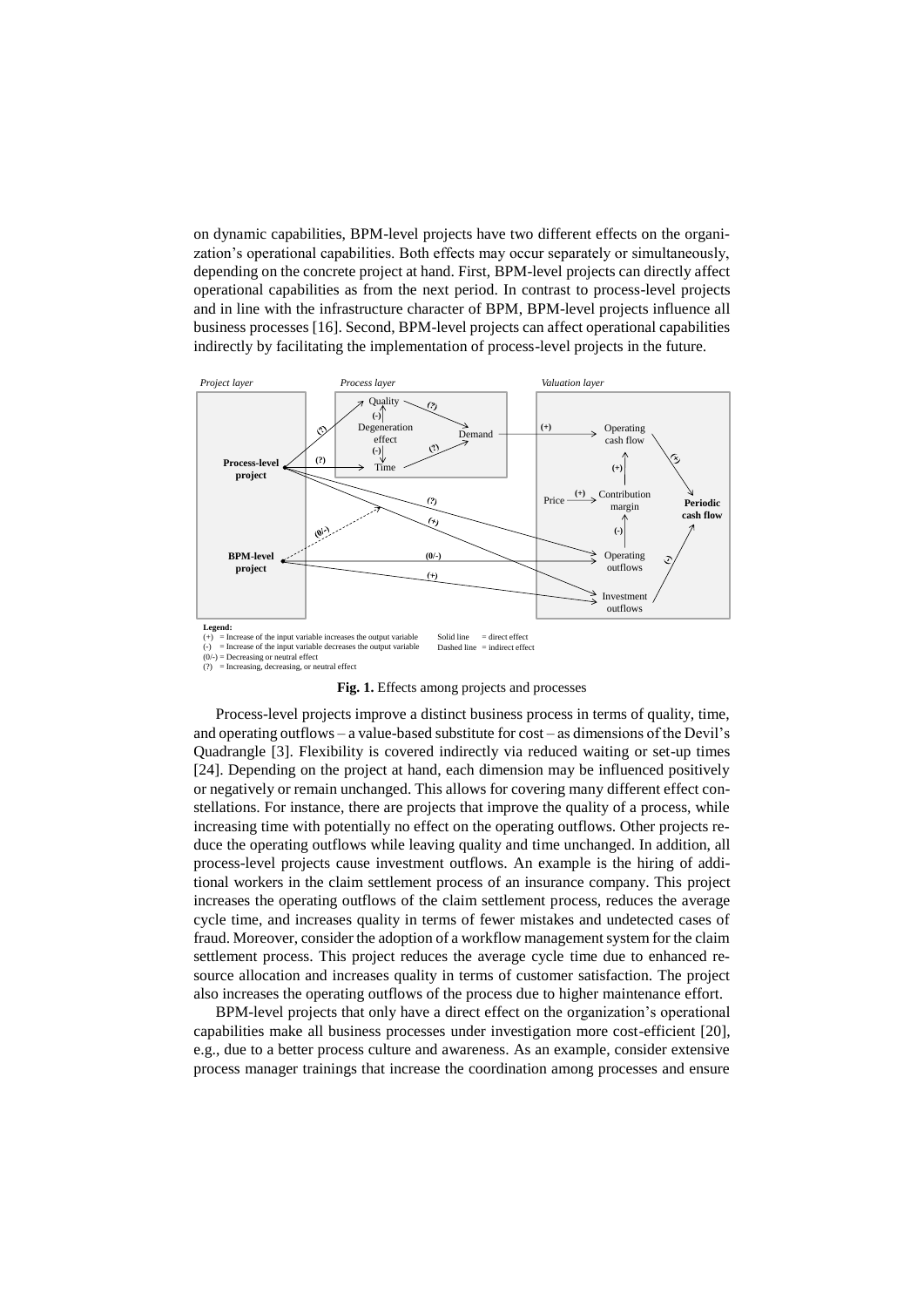on dynamic capabilities, BPM-level projects have two different effects on the organization's operational capabilities. Both effects may occur separately or simultaneously, depending on the concrete project at hand. First, BPM-level projects can directly affect operational capabilities as from the next period. In contrast to process-level projects and in line with the infrastructure character of BPM, BPM-level projects influence all business processes [16]. Second, BPM-level projects can affect operational capabilities indirectly by facilitating the implementation of process-level projects in the future.

Project layer
Process layer
Valuation layer

Process-level project
BPM-level project

Quality
(-)
Degeneration effect
(-)
Time
Demand

Operating cash flow
(+)
Price (+) Contribution margin
(-)
Operating outflows
Investment outflows
Periodic cash flow

(?) (?) (?) (?) (+) (+) (?) (+) (0/-) (0/-) (+) (-)

Legend:
(+) = Increase of the input variable increases the output variable
(-) = Increase of the input variable decreases the output variable
(0/-) = Decreasing or neutral effect
(?) = Increasing, decreasing, or neutral effect
Solid line = direct effect
Dashed line = indirect effect

**Fig. 1.** Effects among projects and processes

Process-level projects improve a distinct business process in terms of quality, time, and operating outflows – a value-based substitute for cost – as dimensions of the Devil's Quadrangle [3]. Flexibility is covered indirectly via reduced waiting or set-up times [24]. Depending on the project at hand, each dimension may be influenced positively or negatively or remain unchanged. This allows for covering many different effect constellations. For instance, there are projects that improve the quality of a process, while increasing time with potentially no effect on the operating outflows. Other projects reduce the operating outflows while leaving quality and time unchanged. In addition, all process-level projects cause investment outflows. An example is the hiring of additional workers in the claim settlement process of an insurance company. This project increases the operating outflows of the claim settlement process, reduces the average cycle time, and increases quality in terms of fewer mistakes and undetected cases of fraud. Moreover, consider the adoption of a workflow management system for the claim settlement process. This project reduces the average cycle time due to enhanced resource allocation and increases quality in terms of customer satisfaction. The project also increases the operating outflows of the process due to higher maintenance effort.

BPM-level projects that only have a direct effect on the organization's operational capabilities make all business processes under investigation more cost-efficient [20], e.g., due to a better process culture and awareness. As an example, consider extensive process manager trainings that increase the coordination among processes and ensure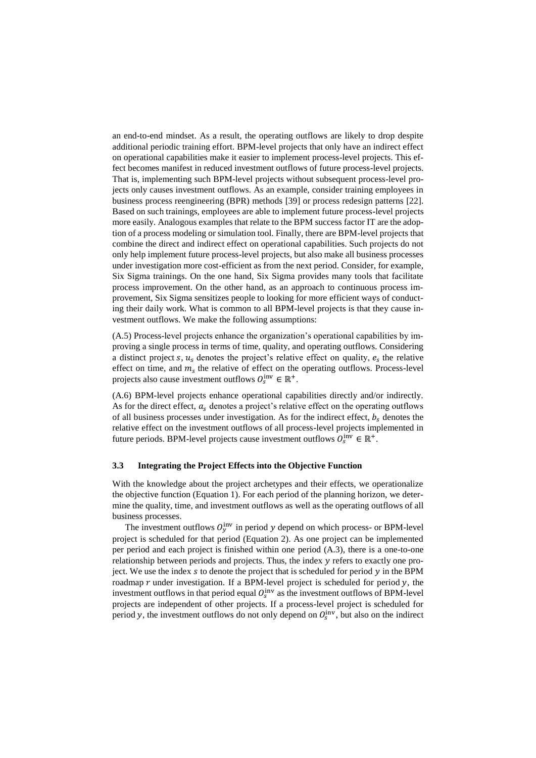an end-to-end mindset. As a result, the operating outflows are likely to drop despite additional periodic training effort. BPM-level projects that only have an indirect effect on operational capabilities make it easier to implement process-level projects. This effect becomes manifest in reduced investment outflows of future process-level projects. That is, implementing such BPM-level projects without subsequent process-level projects only causes investment outflows. As an example, consider training employees in business process reengineering (BPR) methods [39] or process redesign patterns [22]. Based on such trainings, employees are able to implement future process-level projects more easily. Analogous examples that relate to the BPM success factor IT are the adoption of a process modeling or simulation tool. Finally, there are BPM-level projects that combine the direct and indirect effect on operational capabilities. Such projects do not only help implement future process-level projects, but also make all business processes under investigation more cost-efficient as from the next period. Consider, for example, Six Sigma trainings. On the one hand, Six Sigma provides many tools that facilitate process improvement. On the other hand, as an approach to continuous process improvement, Six Sigma sensitizes people to looking for more efficient ways of conducting their daily work. What is common to all BPM-level projects is that they cause investment outflows. We make the following assumptions:

(A.5) Process-level projects enhance the organization's operational capabilities by improving a single process in terms of time, quality, and operating outflows. Considering a distinct project $s$, $u_s$ denotes the project's relative effect on quality, $e_s$ the relative effect on time, and $m_s$ the relative of effect on the operating outflows. Process-level projects also cause investment outflows $O_s^{\text{inv}} \in \mathbb{R}^+$.

(A.6) BPM-level projects enhance operational capabilities directly and/or indirectly. As for the direct effect, $a_s$ denotes a project's relative effect on the operating outflows of all business processes under investigation. As for the indirect effect, $b_s$ denotes the relative effect on the investment outflows of all process-level projects implemented in future periods. BPM-level projects cause investment outflows $O_s^{\text{inv}} \in \mathbb{R}^+$.

### 3.3 Integrating the Project Effects into the Objective Function

With the knowledge about the project archetypes and their effects, we operationalize the objective function (Equation 1). For each period of the planning horizon, we determine the quality, time, and investment outflows as well as the operating outflows of all business processes.

The investment outflows $O_y^{\text{inv}}$ in period $y$ depend on which process- or BPM-level project is scheduled for that period (Equation 2). As one project can be implemented per period and each project is finished within one period (A.3), there is a one-to-one relationship between periods and projects. Thus, the index $y$ refers to exactly one project. We use the index $s$ to denote the project that is scheduled for period $y$ in the BPM roadmap $r$ under investigation. If a BPM-level project is scheduled for period $y$, the investment outflows in that period equal $O_s^{\text{inv}}$ as the investment outflows of BPM-level projects are independent of other projects. If a process-level project is scheduled for period $y$, the investment outflows do not only depend on $O_s^{\text{inv}}$, but also on the indirect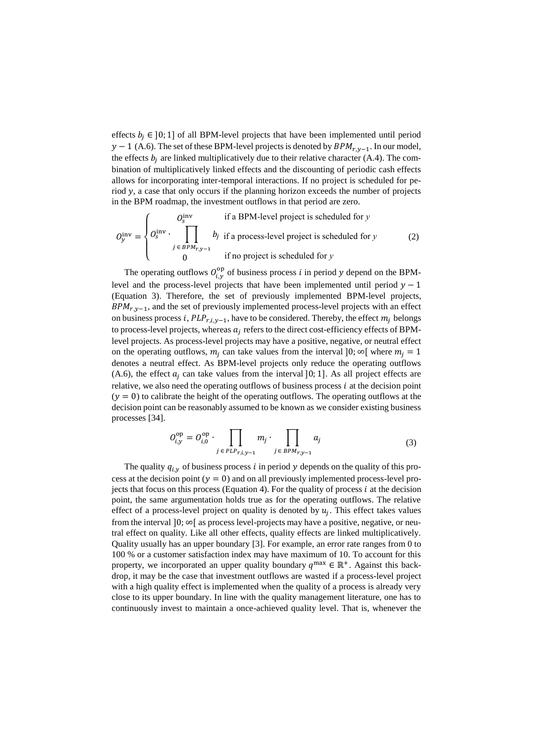effects $b_j \in ]0;1]$ of all BPM-level projects that have been implemented until period $y-1$ (A.6). The set of these BPM-level projects is denoted by $BPM_{r,y-1}$. In our model, the effects $b_j$ are linked multiplicatively due to their relative character (A.4). The combination of multiplicatively linked effects and the discounting of periodic cash effects allows for incorporating inter-temporal interactions. If no project is scheduled for period $y$, a case that only occurs if the planning horizon exceeds the number of projects in the BPM roadmap, the investment outflows in that period are zero.

$$O_y^{\text{inv}} = \begin{cases} O_s^{\text{inv}} & \text{if a BPM-level project is scheduled for } y \\ O_s^{\text{inv}} \cdot \prod\limits_{j \in BPM_{r,y-1}} b_j & \text{if a process-level project is scheduled for } y \\ 0 & \text{if no project is scheduled for } y \end{cases} \tag{2}$$

The operating outflows $O_{i,y}^{\text{op}}$ of business process $i$ in period $y$ depend on the BPM-level and the process-level projects that have been implemented until period $y-1$ (Equation 3). Therefore, the set of previously implemented BPM-level projects, $BPM_{r,y-1}$, and the set of previously implemented process-level projects with an effect on business process $i$, $PLP_{r,i,y-1}$, have to be considered. Thereby, the effect $m_j$ belongs to process-level projects, whereas $a_j$ refers to the direct cost-efficiency effects of BPM-level projects. As process-level projects may have a positive, negative, or neutral effect on the operating outflows, $m_j$ can take values from the interval $]0;\infty[$ where $m_j = 1$ denotes a neutral effect. As BPM-level projects only reduce the operating outflows (A.6), the effect $a_j$ can take values from the interval $]0;1]$. As all project effects are relative, we also need the operating outflows of business process $i$ at the decision point ($y = 0$) to calibrate the height of the operating outflows. The operating outflows at the decision point can be reasonably assumed to be known as we consider existing business processes [34].

$$O_{i,y}^{\text{op}} = O_{i,0}^{\text{op}} \cdot \prod_{j \in PLP_{r,i,y-1}} m_j \cdot \prod_{j \in BPM_{r,y-1}} a_j \tag{3}$$

The quality $q_{i,y}$ of business process $i$ in period $y$ depends on the quality of this process at the decision point ($y = 0$) and on all previously implemented process-level projects that focus on this process (Equation 4). For the quality of process $i$ at the decision point, the same argumentation holds true as for the operating outflows. The relative effect of a process-level project on quality is denoted by $u_j$. This effect takes values from the interval $]0;\infty[$ as process level-projects may have a positive, negative, or neutral effect on quality. Like all other effects, quality effects are linked multiplicatively. Quality usually has an upper boundary [3]. For example, an error rate ranges from 0 to 100 % or a customer satisfaction index may have maximum of 10. To account for this property, we incorporated an upper quality boundary $q^{\max} \in \mathbb{R}^+$. Against this backdrop, it may be the case that investment outflows are wasted if a process-level project with a high quality effect is implemented when the quality of a process is already very close to its upper boundary. In line with the quality management literature, one has to continuously invest to maintain a once-achieved quality level. That is, whenever the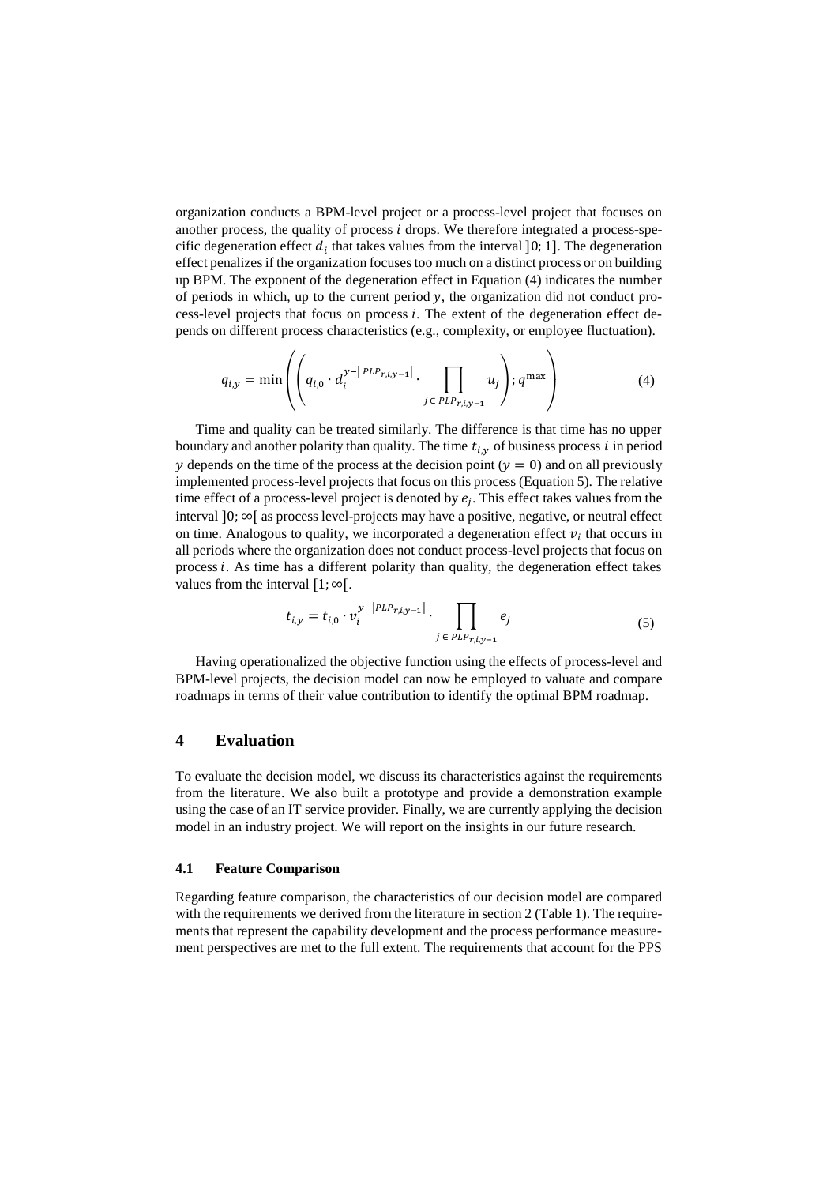organization conducts a BPM-level project or a process-level project that focuses on another process, the quality of process $i$ drops. We therefore integrated a process-specific degeneration effect $d_i$ that takes values from the interval $]0; 1]$. The degeneration effect penalizes if the organization focuses too much on a distinct process or on building up BPM. The exponent of the degeneration effect in Equation (4) indicates the number of periods in which, up to the current period $y$, the organization did not conduct process-level projects that focus on process $i$. The extent of the degeneration effect depends on different process characteristics (e.g., complexity, or employee fluctuation).

$$q_{i,y} = \min\left(\left(q_{i,0} \cdot d_i^{\,y-|PLP_{r,i,y-1}|} \cdot \prod_{j \in PLP_{r,i,y-1}} u_j\right); q^{\max}\right) \tag{4}$$

Time and quality can be treated similarly. The difference is that time has no upper boundary and another polarity than quality. The time $t_{i,y}$ of business process $i$ in period $y$ depends on the time of the process at the decision point ($y = 0$) and on all previously implemented process-level projects that focus on this process (Equation 5). The relative time effect of a process-level project is denoted by $e_j$. This effect takes values from the interval $]0; \infty[$ as process level-projects may have a positive, negative, or neutral effect on time. Analogous to quality, we incorporated a degeneration effect $v_i$ that occurs in all periods where the organization does not conduct process-level projects that focus on process $i$. As time has a different polarity than quality, the degeneration effect takes values from the interval $[1; \infty[$.

$$t_{i,y} = t_{i,0} \cdot v_i^{\,y-|PLP_{r,i,y-1}|} \cdot \prod_{j \in PLP_{r,i,y-1}} e_j \tag{5}$$

Having operationalized the objective function using the effects of process-level and BPM-level projects, the decision model can now be employed to valuate and compare roadmaps in terms of their value contribution to identify the optimal BPM roadmap.

# 4 Evaluation

To evaluate the decision model, we discuss its characteristics against the requirements from the literature. We also built a prototype and provide a demonstration example using the case of an IT service provider. Finally, we are currently applying the decision model in an industry project. We will report on the insights in our future research.

## 4.1 Feature Comparison

Regarding feature comparison, the characteristics of our decision model are compared with the requirements we derived from the literature in section 2 (Table 1). The requirements that represent the capability development and the process performance measurement perspectives are met to the full extent. The requirements that account for the PPS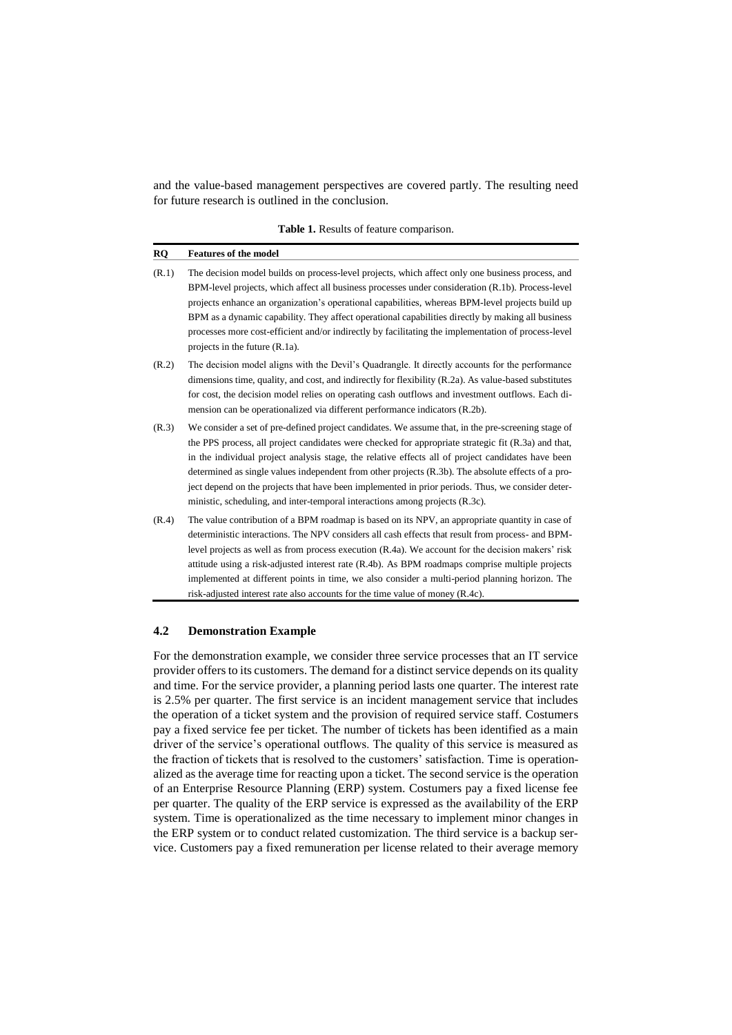and the value-based management perspectives are covered partly. The resulting need for future research is outlined in the conclusion.

**Table 1.** Results of feature comparison.

| RQ | Features of the model |
|---|---|
| (R.1) | The decision model builds on process-level projects, which affect only one business process, and BPM-level projects, which affect all business processes under consideration (R.1b). Process-level projects enhance an organization's operational capabilities, whereas BPM-level projects build up BPM as a dynamic capability. They affect operational capabilities directly by making all business processes more cost-efficient and/or indirectly by facilitating the implementation of process-level projects in the future (R.1a). |
| (R.2) | The decision model aligns with the Devil's Quadrangle. It directly accounts for the performance dimensions time, quality, and cost, and indirectly for flexibility (R.2a). As value-based substitutes for cost, the decision model relies on operating cash outflows and investment outflows. Each dimension can be operationalized via different performance indicators (R.2b). |
| (R.3) | We consider a set of pre-defined project candidates. We assume that, in the pre-screening stage of the PPS process, all project candidates were checked for appropriate strategic fit (R.3a) and that, in the individual project analysis stage, the relative effects all of project candidates have been determined as single values independent from other projects (R.3b). The absolute effects of a project depend on the projects that have been implemented in prior periods. Thus, we consider deterministic, scheduling, and inter-temporal interactions among projects (R.3c). |
| (R.4) | The value contribution of a BPM roadmap is based on its NPV, an appropriate quantity in case of deterministic interactions. The NPV considers all cash effects that result from process- and BPM-level projects as well as from process execution (R.4a). We account for the decision makers' risk attitude using a risk-adjusted interest rate (R.4b). As BPM roadmaps comprise multiple projects implemented at different points in time, we also consider a multi-period planning horizon. The risk-adjusted interest rate also accounts for the time value of money (R.4c). |

### 4.2 Demonstration Example

For the demonstration example, we consider three service processes that an IT service provider offers to its customers. The demand for a distinct service depends on its quality and time. For the service provider, a planning period lasts one quarter. The interest rate is 2.5% per quarter. The first service is an incident management service that includes the operation of a ticket system and the provision of required service staff. Costumers pay a fixed service fee per ticket. The number of tickets has been identified as a main driver of the service's operational outflows. The quality of this service is measured as the fraction of tickets that is resolved to the customers' satisfaction. Time is operationalized as the average time for reacting upon a ticket. The second service is the operation of an Enterprise Resource Planning (ERP) system. Costumers pay a fixed license fee per quarter. The quality of the ERP service is expressed as the availability of the ERP system. Time is operationalized as the time necessary to implement minor changes in the ERP system or to conduct related customization. The third service is a backup service. Customers pay a fixed remuneration per license related to their average memory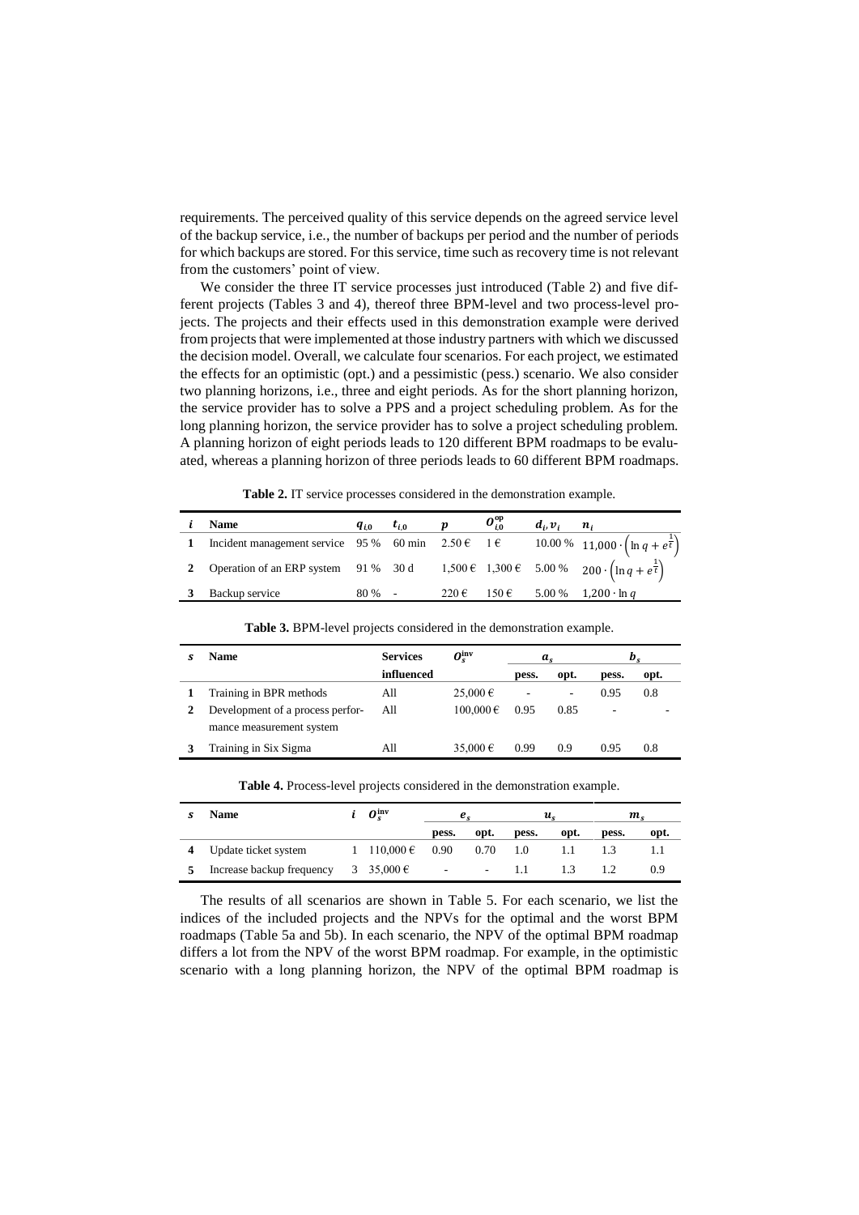requirements. The perceived quality of this service depends on the agreed service level of the backup service, i.e., the number of backups per period and the number of periods for which backups are stored. For this service, time such as recovery time is not relevant from the customers' point of view.

We consider the three IT service processes just introduced (Table 2) and five different projects (Tables 3 and 4), thereof three BPM-level and two process-level projects. The projects and their effects used in this demonstration example were derived from projects that were implemented at those industry partners with which we discussed the decision model. Overall, we calculate four scenarios. For each project, we estimated the effects for an optimistic (opt.) and a pessimistic (pess.) scenario. We also consider two planning horizons, i.e., three and eight periods. As for the short planning horizon, the service provider has to solve a PPS and a project scheduling problem. As for the long planning horizon, the service provider has to solve a project scheduling problem. A planning horizon of eight periods leads to 120 different BPM roadmaps to be evaluated, whereas a planning horizon of three periods leads to 60 different BPM roadmaps.

**Table 2.** IT service processes considered in the demonstration example.

| $i$ | Name | $q_{i,0}$ | $t_{i,0}$ | $p$ | $O_{i,0}^{\text{op}}$ | $d_i, v_i$ | $n_i$ |
|---|---|---|---|---|---|---|---|
| **1** | Incident management service | 95 % | 60 min | 2.50 € | 1 € | 10.00 % | $11{,}000 \cdot \left(\ln q + e^{\frac{1}{t}}\right)$ |
| **2** | Operation of an ERP system | 91 % | 30 d | 1,500 € | 1,300 € | 5.00 % | $200 \cdot \left(\ln q + e^{\frac{1}{t}}\right)$ |
| **3** | Backup service | 80 % | - | 220 € | 150 € | 5.00 % | $1{,}200 \cdot \ln q$ |

**Table 3.** BPM-level projects considered in the demonstration example.

| $s$ | Name | Services influenced | $O_s^{\text{inv}}$ | $a_s$ | | $b_s$ | |
|---|---|---|---|---|---|---|---|
| | | | | pess. | opt. | pess. | opt. |
| **1** | Training in BPR methods | All | 25,000 € | - | - | 0.95 | 0.8 |
| **2** | Development of a process performance measurement system | All | 100,000 € | 0.95 | 0.85 | - | - |
| **3** | Training in Six Sigma | All | 35,000 € | 0.99 | 0.9 | 0.95 | 0.8 |

**Table 4.** Process-level projects considered in the demonstration example.

| $s$ | Name | $i$ | $O_s^{\text{inv}}$ | $e_s$ | | $u_s$ | | $m_s$ | |
|---|---|---|---|---|---|---|---|---|---|
| | | | | pess. | opt. | pess. | opt. | pess. | opt. |
| **4** | Update ticket system | 1 | 110,000 € | 0.90 | 0.70 | 1.0 | 1.1 | 1.3 | 1.1 |
| **5** | Increase backup frequency | 3 | 35,000 € | - | - | 1.1 | 1.3 | 1.2 | 0.9 |

The results of all scenarios are shown in Table 5. For each scenario, we list the indices of the included projects and the NPVs for the optimal and the worst BPM roadmaps (Table 5a and 5b). In each scenario, the NPV of the optimal BPM roadmap differs a lot from the NPV of the worst BPM roadmap. For example, in the optimistic scenario with a long planning horizon, the NPV of the optimal BPM roadmap is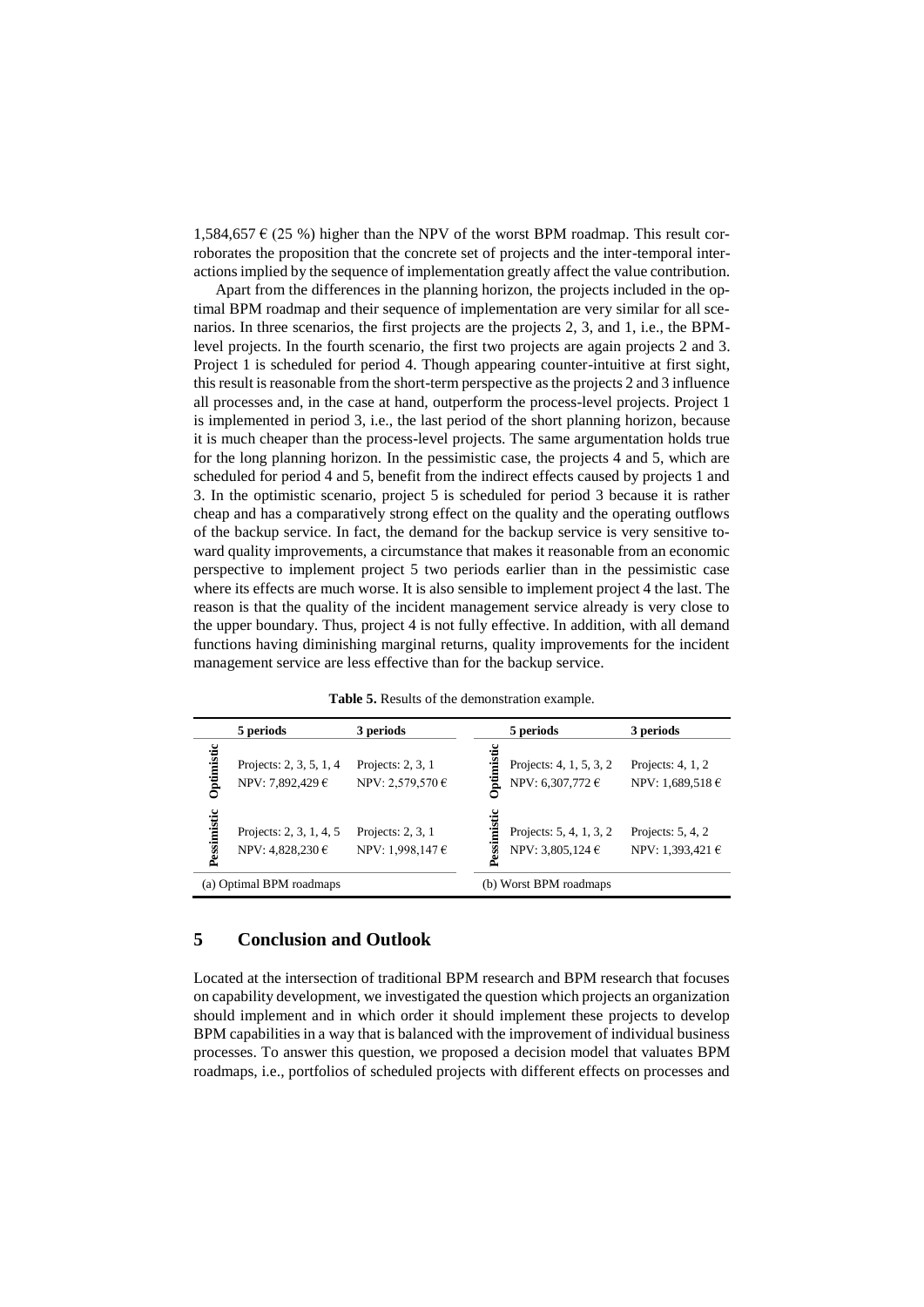1,584,657 € (25 %) higher than the NPV of the worst BPM roadmap. This result corroborates the proposition that the concrete set of projects and the inter-temporal interactions implied by the sequence of implementation greatly affect the value contribution.

Apart from the differences in the planning horizon, the projects included in the optimal BPM roadmap and their sequence of implementation are very similar for all scenarios. In three scenarios, the first projects are the projects 2, 3, and 1, i.e., the BPM-level projects. In the fourth scenario, the first two projects are again projects 2 and 3. Project 1 is scheduled for period 4. Though appearing counter-intuitive at first sight, this result is reasonable from the short-term perspective as the projects 2 and 3 influence all processes and, in the case at hand, outperform the process-level projects. Project 1 is implemented in period 3, i.e., the last period of the short planning horizon, because it is much cheaper than the process-level projects. The same argumentation holds true for the long planning horizon. In the pessimistic case, the projects 4 and 5, which are scheduled for period 4 and 5, benefit from the indirect effects caused by projects 1 and 3. In the optimistic scenario, project 5 is scheduled for period 3 because it is rather cheap and has a comparatively strong effect on the quality and the operating outflows of the backup service. In fact, the demand for the backup service is very sensitive toward quality improvements, a circumstance that makes it reasonable from an economic perspective to implement project 5 two periods earlier than in the pessimistic case where its effects are much worse. It is also sensible to implement project 4 the last. The reason is that the quality of the incident management service already is very close to the upper boundary. Thus, project 4 is not fully effective. In addition, with all demand functions having diminishing marginal returns, quality improvements for the incident management service are less effective than for the backup service.

**Table 5.** Results of the demonstration example.

| | 5 periods | 3 periods | | 5 periods | 3 periods |
|---|---|---|---|---|---|
| **Optimistic** | Projects: 2, 3, 5, 1, 4<br>NPV: 7,892,429 € | Projects: 2, 3, 1<br>NPV: 2,579,570 € | **Optimistic** | Projects: 4, 1, 5, 3, 2<br>NPV: 6,307,772 € | Projects: 4, 1, 2<br>NPV: 1,689,518 € |
| **Pessimistic** | Projects: 2, 3, 1, 4, 5<br>NPV: 4,828,230 € | Projects: 2, 3, 1<br>NPV: 1,998,147 € | **Pessimistic** | Projects: 5, 4, 1, 3, 2<br>NPV: 3,805,124 € | Projects: 5, 4, 2<br>NPV: 1,393,421 € |
| (a) Optimal BPM roadmaps | | | (b) Worst BPM roadmaps | | |

## 5 Conclusion and Outlook

Located at the intersection of traditional BPM research and BPM research that focuses on capability development, we investigated the question which projects an organization should implement and in which order it should implement these projects to develop BPM capabilities in a way that is balanced with the improvement of individual business processes. To answer this question, we proposed a decision model that valuates BPM roadmaps, i.e., portfolios of scheduled projects with different effects on processes and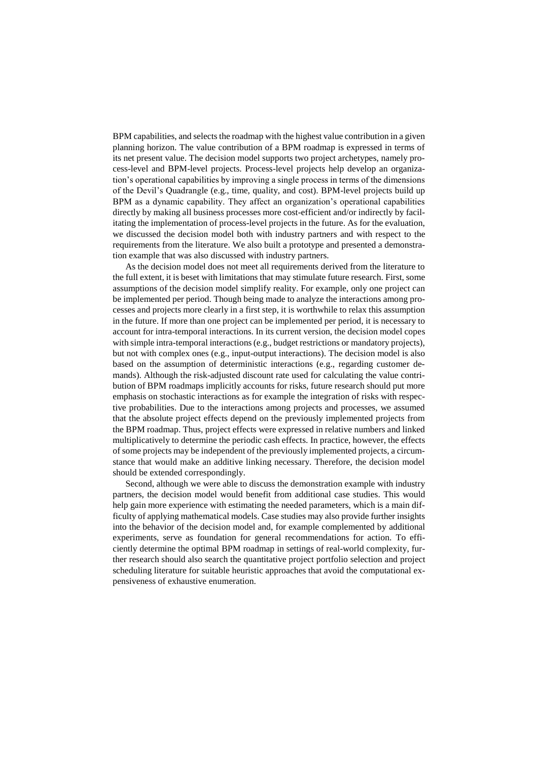BPM capabilities, and selects the roadmap with the highest value contribution in a given planning horizon. The value contribution of a BPM roadmap is expressed in terms of its net present value. The decision model supports two project archetypes, namely process-level and BPM-level projects. Process-level projects help develop an organization's operational capabilities by improving a single process in terms of the dimensions of the Devil's Quadrangle (e.g., time, quality, and cost). BPM-level projects build up BPM as a dynamic capability. They affect an organization's operational capabilities directly by making all business processes more cost-efficient and/or indirectly by facilitating the implementation of process-level projects in the future. As for the evaluation, we discussed the decision model both with industry partners and with respect to the requirements from the literature. We also built a prototype and presented a demonstration example that was also discussed with industry partners.

As the decision model does not meet all requirements derived from the literature to the full extent, it is beset with limitations that may stimulate future research. First, some assumptions of the decision model simplify reality. For example, only one project can be implemented per period. Though being made to analyze the interactions among processes and projects more clearly in a first step, it is worthwhile to relax this assumption in the future. If more than one project can be implemented per period, it is necessary to account for intra-temporal interactions. In its current version, the decision model copes with simple intra-temporal interactions (e.g., budget restrictions or mandatory projects), but not with complex ones (e.g., input-output interactions). The decision model is also based on the assumption of deterministic interactions (e.g., regarding customer demands). Although the risk-adjusted discount rate used for calculating the value contribution of BPM roadmaps implicitly accounts for risks, future research should put more emphasis on stochastic interactions as for example the integration of risks with respective probabilities. Due to the interactions among projects and processes, we assumed that the absolute project effects depend on the previously implemented projects from the BPM roadmap. Thus, project effects were expressed in relative numbers and linked multiplicatively to determine the periodic cash effects. In practice, however, the effects of some projects may be independent of the previously implemented projects, a circumstance that would make an additive linking necessary. Therefore, the decision model should be extended correspondingly.

Second, although we were able to discuss the demonstration example with industry partners, the decision model would benefit from additional case studies. This would help gain more experience with estimating the needed parameters, which is a main difficulty of applying mathematical models. Case studies may also provide further insights into the behavior of the decision model and, for example complemented by additional experiments, serve as foundation for general recommendations for action. To efficiently determine the optimal BPM roadmap in settings of real-world complexity, further research should also search the quantitative project portfolio selection and project scheduling literature for suitable heuristic approaches that avoid the computational expensiveness of exhaustive enumeration.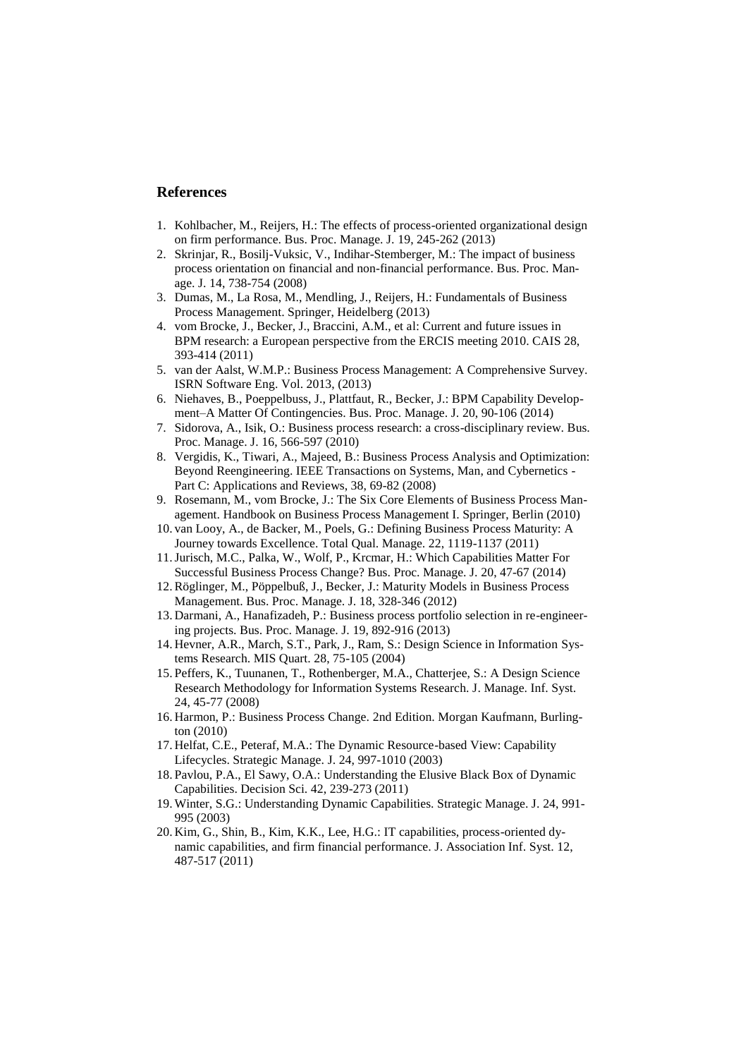## References

1. Kohlbacher, M., Reijers, H.: The effects of process-oriented organizational design on firm performance. Bus. Proc. Manage. J. 19, 245-262 (2013)
2. Skrinjar, R., Bosilj-Vuksic, V., Indihar-Stemberger, M.: The impact of business process orientation on financial and non-financial performance. Bus. Proc. Manage. J. 14, 738-754 (2008)
3. Dumas, M., La Rosa, M., Mendling, J., Reijers, H.: Fundamentals of Business Process Management. Springer, Heidelberg (2013)
4. vom Brocke, J., Becker, J., Braccini, A.M., et al: Current and future issues in BPM research: a European perspective from the ERCIS meeting 2010. CAIS 28, 393-414 (2011)
5. van der Aalst, W.M.P.: Business Process Management: A Comprehensive Survey. ISRN Software Eng. Vol. 2013, (2013)
6. Niehaves, B., Poeppelbuss, J., Plattfaut, R., Becker, J.: BPM Capability Development–A Matter Of Contingencies. Bus. Proc. Manage. J. 20, 90-106 (2014)
7. Sidorova, A., Isik, O.: Business process research: a cross-disciplinary review. Bus. Proc. Manage. J. 16, 566-597 (2010)
8. Vergidis, K., Tiwari, A., Majeed, B.: Business Process Analysis and Optimization: Beyond Reengineering. IEEE Transactions on Systems, Man, and Cybernetics - Part C: Applications and Reviews, 38, 69-82 (2008)
9. Rosemann, M., vom Brocke, J.: The Six Core Elements of Business Process Management. Handbook on Business Process Management I. Springer, Berlin (2010)
10. van Looy, A., de Backer, M., Poels, G.: Defining Business Process Maturity: A Journey towards Excellence. Total Qual. Manage. 22, 1119-1137 (2011)
11. Jurisch, M.C., Palka, W., Wolf, P., Krcmar, H.: Which Capabilities Matter For Successful Business Process Change? Bus. Proc. Manage. J. 20, 47-67 (2014)
12. Röglinger, M., Pöppelbuß, J., Becker, J.: Maturity Models in Business Process Management. Bus. Proc. Manage. J. 18, 328-346 (2012)
13. Darmani, A., Hanafizadeh, P.: Business process portfolio selection in re-engineering projects. Bus. Proc. Manage. J. 19, 892-916 (2013)
14. Hevner, A.R., March, S.T., Park, J., Ram, S.: Design Science in Information Systems Research. MIS Quart. 28, 75-105 (2004)
15. Peffers, K., Tuunanen, T., Rothenberger, M.A., Chatterjee, S.: A Design Science Research Methodology for Information Systems Research. J. Manage. Inf. Syst. 24, 45-77 (2008)
16. Harmon, P.: Business Process Change. 2nd Edition. Morgan Kaufmann, Burlington (2010)
17. Helfat, C.E., Peteraf, M.A.: The Dynamic Resource-based View: Capability Lifecycles. Strategic Manage. J. 24, 997-1010 (2003)
18. Pavlou, P.A., El Sawy, O.A.: Understanding the Elusive Black Box of Dynamic Capabilities. Decision Sci. 42, 239-273 (2011)
19. Winter, S.G.: Understanding Dynamic Capabilities. Strategic Manage. J. 24, 991-995 (2003)
20. Kim, G., Shin, B., Kim, K.K., Lee, H.G.: IT capabilities, process-oriented dynamic capabilities, and firm financial performance. J. Association Inf. Syst. 12, 487-517 (2011)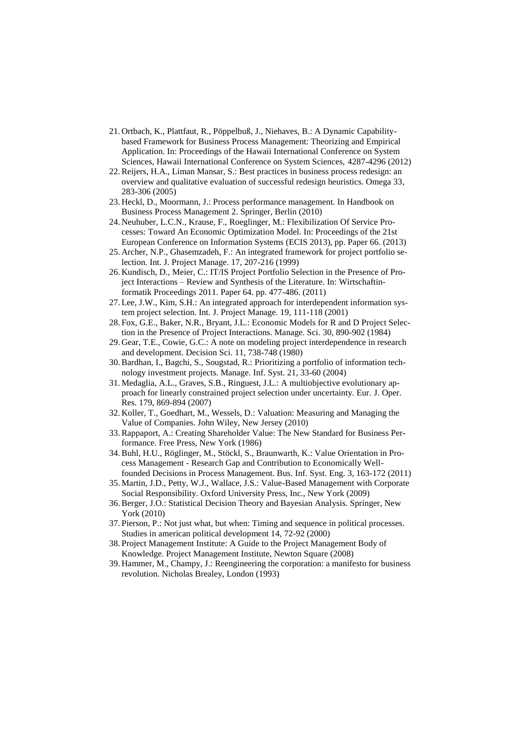21. Ortbach, K., Plattfaut, R., Pöppelbuß, J., Niehaves, B.: A Dynamic Capability-based Framework for Business Process Management: Theorizing and Empirical Application. In: Proceedings of the Hawaii International Conference on System Sciences, Hawaii International Conference on System Sciences, 4287-4296 (2012)
22. Reijers, H.A., Liman Mansar, S.: Best practices in business process redesign: an overview and qualitative evaluation of successful redesign heuristics. Omega 33, 283-306 (2005)
23. Heckl, D., Moormann, J.: Process performance management. In Handbook on Business Process Management 2. Springer, Berlin (2010)
24. Neuhuber, L.C.N., Krause, F., Roeglinger, M.: Flexibilization Of Service Processes: Toward An Economic Optimization Model. In: Proceedings of the 21st European Conference on Information Systems (ECIS 2013), pp. Paper 66. (2013)
25. Archer, N.P., Ghasemzadeh, F.: An integrated framework for project portfolio selection. Int. J. Project Manage. 17, 207-216 (1999)
26. Kundisch, D., Meier, C.: IT/IS Project Portfolio Selection in the Presence of Project Interactions – Review and Synthesis of the Literature. In: Wirtschaftinformatik Proceedings 2011. Paper 64. pp. 477-486. (2011)
27. Lee, J.W., Kim, S.H.: An integrated approach for interdependent information system project selection. Int. J. Project Manage. 19, 111-118 (2001)
28. Fox, G.E., Baker, N.R., Bryant, J.L.: Economic Models for R and D Project Selection in the Presence of Project Interactions. Manage. Sci. 30, 890-902 (1984)
29. Gear, T.E., Cowie, G.C.: A note on modeling project interdependence in research and development. Decision Sci. 11, 738-748 (1980)
30. Bardhan, I., Bagchi, S., Sougstad, R.: Prioritizing a portfolio of information technology investment projects. Manage. Inf. Syst. 21, 33-60 (2004)
31. Medaglia, A.L., Graves, S.B., Ringuest, J.L.: A multiobjective evolutionary approach for linearly constrained project selection under uncertainty. Eur. J. Oper. Res. 179, 869-894 (2007)
32. Koller, T., Goedhart, M., Wessels, D.: Valuation: Measuring and Managing the Value of Companies. John Wiley, New Jersey (2010)
33. Rappaport, A.: Creating Shareholder Value: The New Standard for Business Performance. Free Press, New York (1986)
34. Buhl, H.U., Röglinger, M., Stöckl, S., Braunwarth, K.: Value Orientation in Process Management - Research Gap and Contribution to Economically Well-founded Decisions in Process Management. Bus. Inf. Syst. Eng. 3, 163-172 (2011)
35. Martin, J.D., Petty, W.J., Wallace, J.S.: Value-Based Management with Corporate Social Responsibility. Oxford University Press, Inc., New York (2009)
36. Berger, J.O.: Statistical Decision Theory and Bayesian Analysis. Springer, New York (2010)
37. Pierson, P.: Not just what, but when: Timing and sequence in political processes. Studies in american political development 14, 72-92 (2000)
38. Project Management Institute: A Guide to the Project Management Body of Knowledge. Project Management Institute, Newton Square (2008)
39. Hammer, M., Champy, J.: Reengineering the corporation: a manifesto for business revolution. Nicholas Brealey, London (1993)